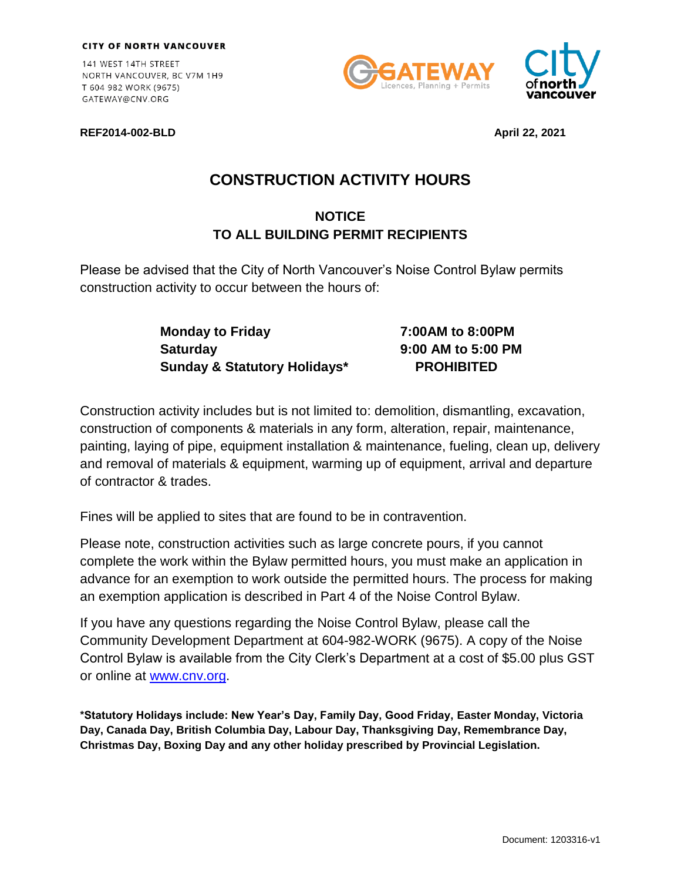CITY OF NORTH VANCOUVER

141 WEST 14TH STREET
NORTH VANCOUVER, BC V7M 1H9
T 604 982 WORK (9675)
GATEWAY@CNV.ORG

**REF2014-002-BLD** **April 22, 2021**

# CONSTRUCTION ACTIVITY HOURS

## NOTICE
## TO ALL BUILDING PERMIT RECIPIENTS

Please be advised that the City of North Vancouver's Noise Control Bylaw permits construction activity to occur between the hours of:

| | |
|---|---|
| **Monday to Friday** | **7:00AM to 8:00PM** |
| **Saturday** | **9:00 AM to 5:00 PM** |
| **Sunday & Statutory Holidays*** | **PROHIBITED** |

Construction activity includes but is not limited to: demolition, dismantling, excavation, construction of components & materials in any form, alteration, repair, maintenance, painting, laying of pipe, equipment installation & maintenance, fueling, clean up, delivery and removal of materials & equipment, warming up of equipment, arrival and departure of contractor & trades.

Fines will be applied to sites that are found to be in contravention.

Please note, construction activities such as large concrete pours, if you cannot complete the work within the Bylaw permitted hours, you must make an application in advance for an exemption to work outside the permitted hours. The process for making an exemption application is described in Part 4 of the Noise Control Bylaw.

If you have any questions regarding the Noise Control Bylaw, please call the Community Development Department at 604-982-WORK (9675). A copy of the Noise Control Bylaw is available from the City Clerk's Department at a cost of $5.00 plus GST or online at [www.cnv.org](http://www.cnv.org).

***Statutory Holidays include: New Year's Day, Family Day, Good Friday, Easter Monday, Victoria Day, Canada Day, British Columbia Day, Labour Day, Thanksgiving Day, Remembrance Day, Christmas Day, Boxing Day and any other holiday prescribed by Provincial Legislation.**

Document: 1203316-v1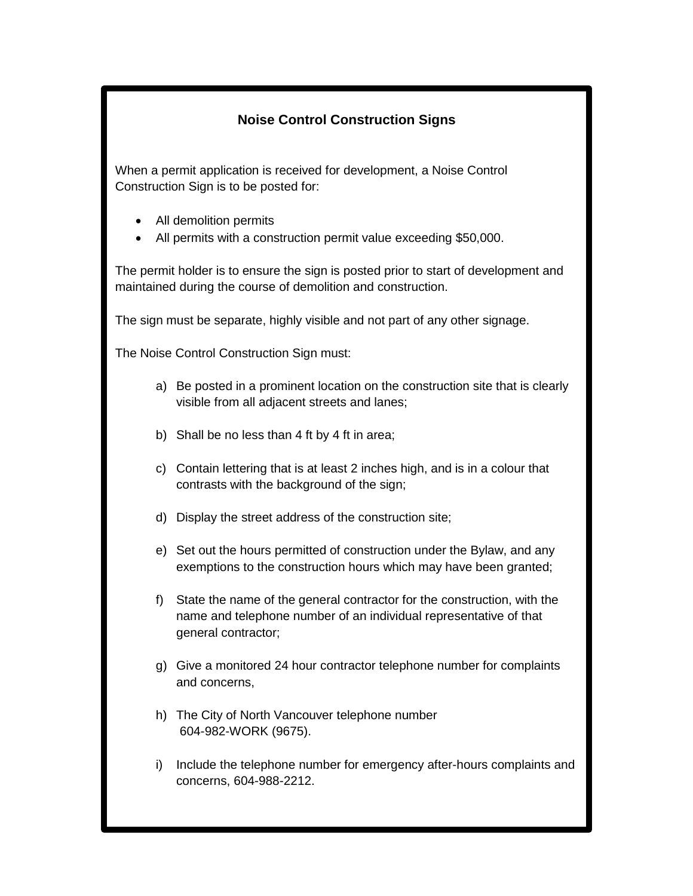## Noise Control Construction Signs

When a permit application is received for development, a Noise Control Construction Sign is to be posted for:

- All demolition permits
- All permits with a construction permit value exceeding $50,000.

The permit holder is to ensure the sign is posted prior to start of development and maintained during the course of demolition and construction.

The sign must be separate, highly visible and not part of any other signage.

The Noise Control Construction Sign must:

a) Be posted in a prominent location on the construction site that is clearly visible from all adjacent streets and lanes;

b) Shall be no less than 4 ft by 4 ft in area;

c) Contain lettering that is at least 2 inches high, and is in a colour that contrasts with the background of the sign;

d) Display the street address of the construction site;

e) Set out the hours permitted of construction under the Bylaw, and any exemptions to the construction hours which may have been granted;

f) State the name of the general contractor for the construction, with the name and telephone number of an individual representative of that general contractor;

g) Give a monitored 24 hour contractor telephone number for complaints and concerns,

h) The City of North Vancouver telephone number 604-982-WORK (9675).

i) Include the telephone number for emergency after-hours complaints and concerns, 604-988-2212.